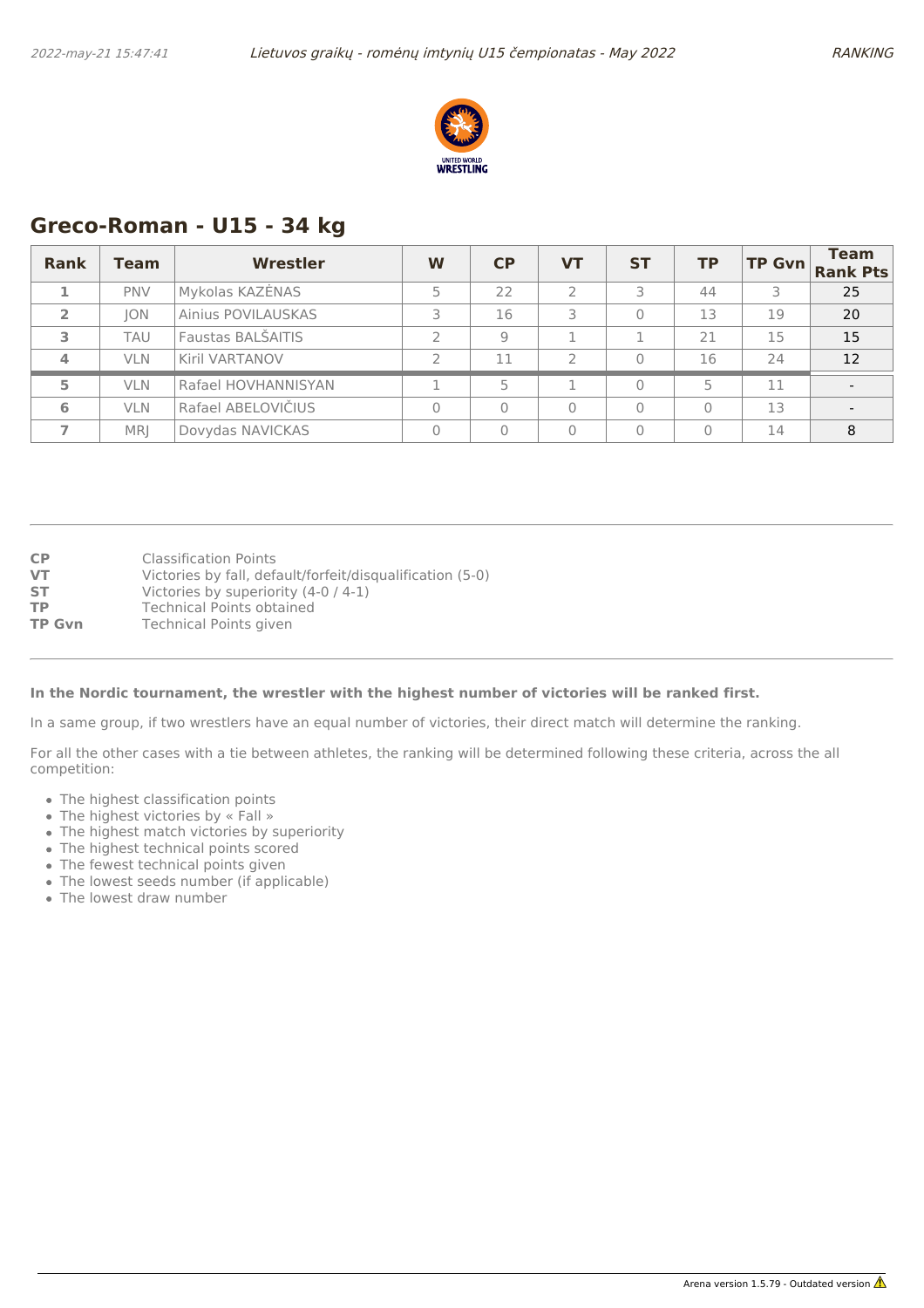## Greco-Roman - U15 - 34 kg

| Rank | Team | Wrestler | W | CP | VT | ST | TP | TP Gvn | Team Rank Pts |
|---|---|---|---|---|---|---|---|---|---|
| 1 | PNV | Mykolas KAZĖNAS | 5 | 22 | 2 | 3 | 44 | 3 | 25 |
| 2 | JON | Ainius POVILAUSKAS | 3 | 16 | 3 | 0 | 13 | 19 | 20 |
| 3 | TAU | Faustas BALŠAITIS | 2 | 9 | 1 | 1 | 21 | 15 | 15 |
| 4 | VLN | Kiril VARTANOV | 2 | 11 | 2 | 0 | 16 | 24 | 12 |
| 5 | VLN | Rafael HOVHANNISYAN | 1 | 5 | 1 | 0 | 5 | 11 | - |
| 6 | VLN | Rafael ABELOVIČIUS | 0 | 0 | 0 | 0 | 0 | 13 | - |
| 7 | MRJ | Dovydas NAVICKAS | 0 | 0 | 0 | 0 | 0 | 14 | 8 |

**CP** Classification Points
**VT** Victories by fall, default/forfeit/disqualification (5-0)
**ST** Victories by superiority (4-0 / 4-1)
**TP** Technical Points obtained
**TP Gvn** Technical Points given

**In the Nordic tournament, the wrestler with the highest number of victories will be ranked first.**

In a same group, if two wrestlers have an equal number of victories, their direct match will determine the ranking.

For all the other cases with a tie between athletes, the ranking will be determined following these criteria, across the all competition:

- The highest classification points
- The highest victories by « Fall »
- The highest match victories by superiority
- The highest technical points scored
- The fewest technical points given
- The lowest seeds number (if applicable)
- The lowest draw number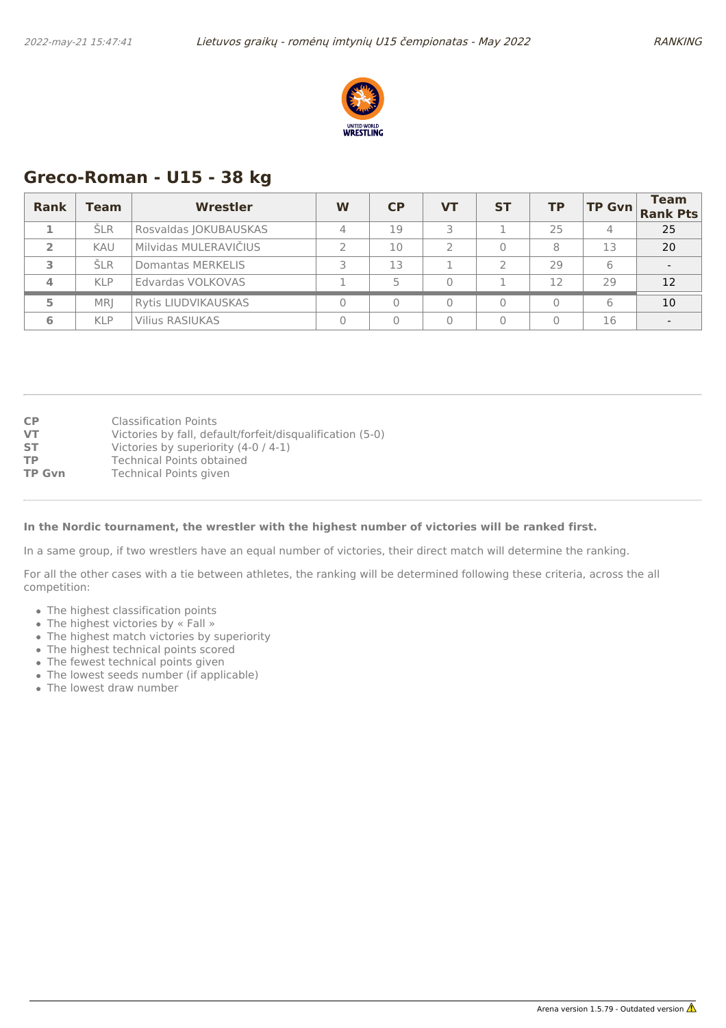## Greco-Roman - U15 - 38 kg

| Rank | Team | Wrestler | W | CP | VT | ST | TP | TP Gvn | Team Rank Pts |
|---|---|---|---|---|---|---|---|---|---|
| 1 | ŠLR | Rosvaldas JOKUBAUSKAS | 4 | 19 | 3 | 1 | 25 | 4 | 25 |
| 2 | KAU | Milvidas MULERAVIČIUS | 2 | 10 | 2 | 0 | 8 | 13 | 20 |
| 3 | ŠLR | Domantas MERKELIS | 3 | 13 | 1 | 2 | 29 | 6 | - |
| 4 | KLP | Edvardas VOLKOVAS | 1 | 5 | 0 | 1 | 12 | 29 | 12 |
| 5 | MRJ | Rytis LIUDVIKAUSKAS | 0 | 0 | 0 | 0 | 0 | 6 | 10 |
| 6 | KLP | Vilius RASIUKAS | 0 | 0 | 0 | 0 | 0 | 16 | - |

**CP** Classification Points
**VT** Victories by fall, default/forfeit/disqualification (5-0)
**ST** Victories by superiority (4-0 / 4-1)
**TP** Technical Points obtained
**TP Gvn** Technical Points given

**In the Nordic tournament, the wrestler with the highest number of victories will be ranked first.**

In a same group, if two wrestlers have an equal number of victories, their direct match will determine the ranking.

For all the other cases with a tie between athletes, the ranking will be determined following these criteria, across the all competition:

- The highest classification points
- The highest victories by « Fall »
- The highest match victories by superiority
- The highest technical points scored
- The fewest technical points given
- The lowest seeds number (if applicable)
- The lowest draw number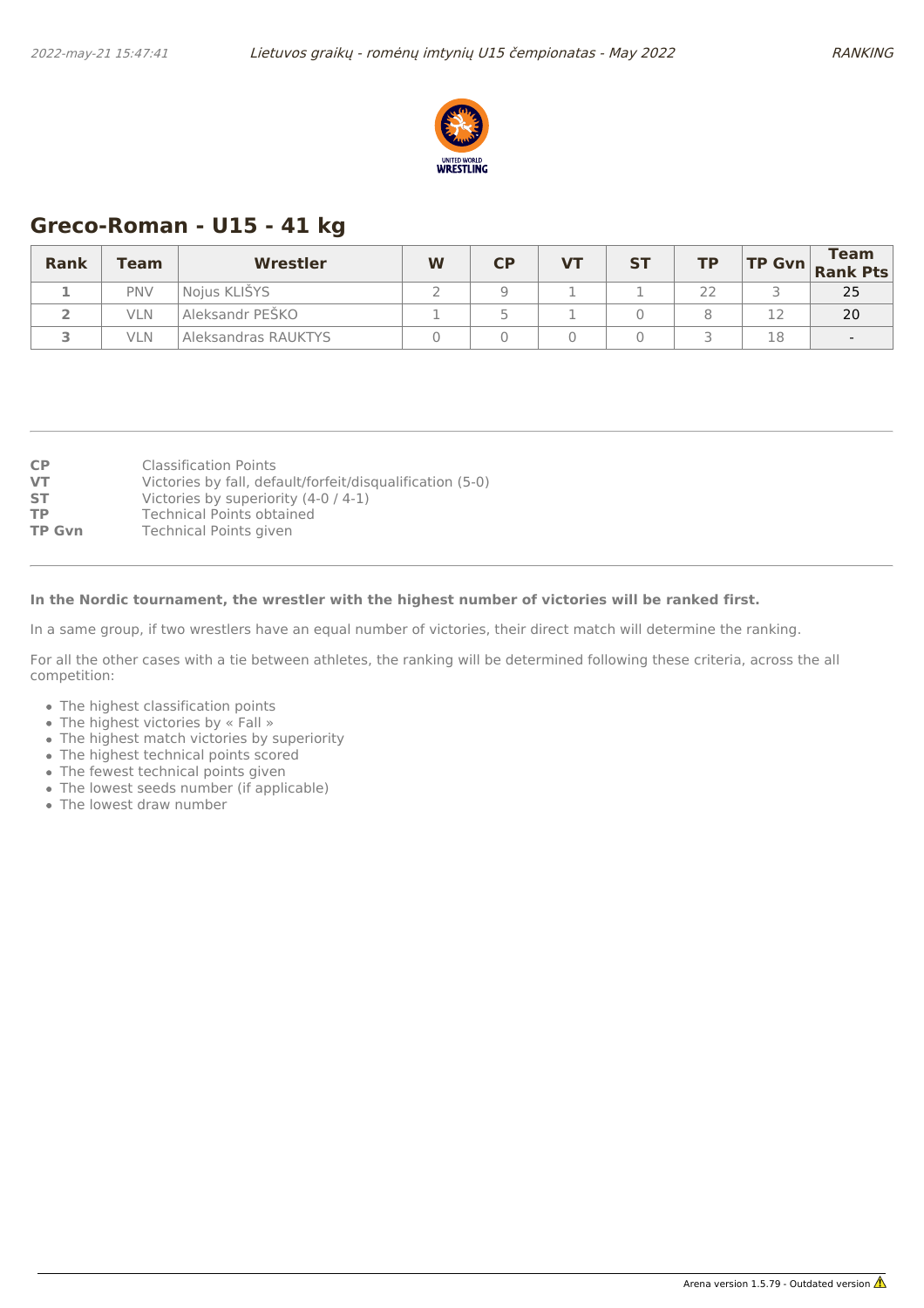## Greco-Roman - U15 - 41 kg

| Rank | Team | Wrestler | W | CP | VT | ST | TP | TP Gvn | Team Rank Pts |
|---|---|---|---|---|---|---|---|---|---|
| 1 | PNV | Nojus KLIŠYS | 2 | 9 | 1 | 1 | 22 | 3 | 25 |
| 2 | VLN | Aleksandr PEŠKO | 1 | 5 | 1 | 0 | 8 | 12 | 20 |
| 3 | VLN | Aleksandras RAUKTYS | 0 | 0 | 0 | 0 | 3 | 18 | - |

**CP** Classification Points
**VT** Victories by fall, default/forfeit/disqualification (5-0)
**ST** Victories by superiority (4-0 / 4-1)
**TP** Technical Points obtained
**TP Gvn** Technical Points given

**In the Nordic tournament, the wrestler with the highest number of victories will be ranked first.**

In a same group, if two wrestlers have an equal number of victories, their direct match will determine the ranking.

For all the other cases with a tie between athletes, the ranking will be determined following these criteria, across the all competition:

- The highest classification points
- The highest victories by « Fall »
- The highest match victories by superiority
- The highest technical points scored
- The fewest technical points given
- The lowest seeds number (if applicable)
- The lowest draw number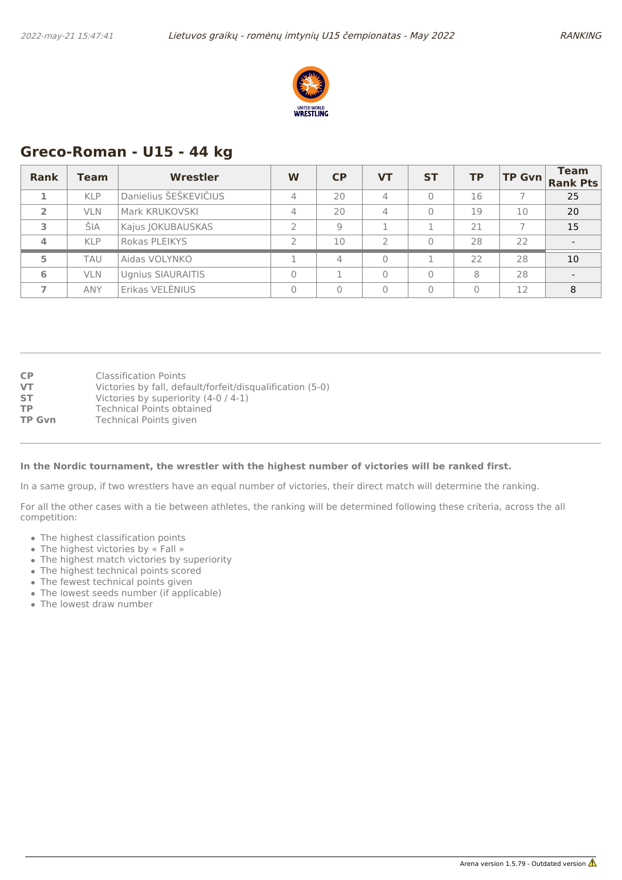## Greco-Roman - U15 - 44 kg

| Rank | Team | Wrestler | W | CP | VT | ST | TP | TP Gvn | Team Rank Pts |
|---|---|---|---|---|---|---|---|---|---|
| 1 | KLP | Danielius ŠEŠKEVIČIUS | 4 | 20 | 4 | 0 | 16 | 7 | 25 |
| 2 | VLN | Mark KRUKOVSKI | 4 | 20 | 4 | 0 | 19 | 10 | 20 |
| 3 | ŠIA | Kajus JOKUBAUSKAS | 2 | 9 | 1 | 1 | 21 | 7 | 15 |
| 4 | KLP | Rokas PLEIKYS | 2 | 10 | 2 | 0 | 28 | 22 | - |
| 5 | TAU | Aidas VOLYNKO | 1 | 4 | 0 | 1 | 22 | 28 | 10 |
| 6 | VLN | Ugnius SIAURAITIS | 0 | 1 | 0 | 0 | 8 | 28 | - |
| 7 | ANY | Erikas VELĖNIUS | 0 | 0 | 0 | 0 | 0 | 12 | 8 |

**CP** Classification Points
**VT** Victories by fall, default/forfeit/disqualification (5-0)
**ST** Victories by superiority (4-0 / 4-1)
**TP** Technical Points obtained
**TP Gvn** Technical Points given

**In the Nordic tournament, the wrestler with the highest number of victories will be ranked first.**

In a same group, if two wrestlers have an equal number of victories, their direct match will determine the ranking.

For all the other cases with a tie between athletes, the ranking will be determined following these criteria, across the all competition:

- The highest classification points
- The highest victories by « Fall »
- The highest match victories by superiority
- The highest technical points scored
- The fewest technical points given
- The lowest seeds number (if applicable)
- The lowest draw number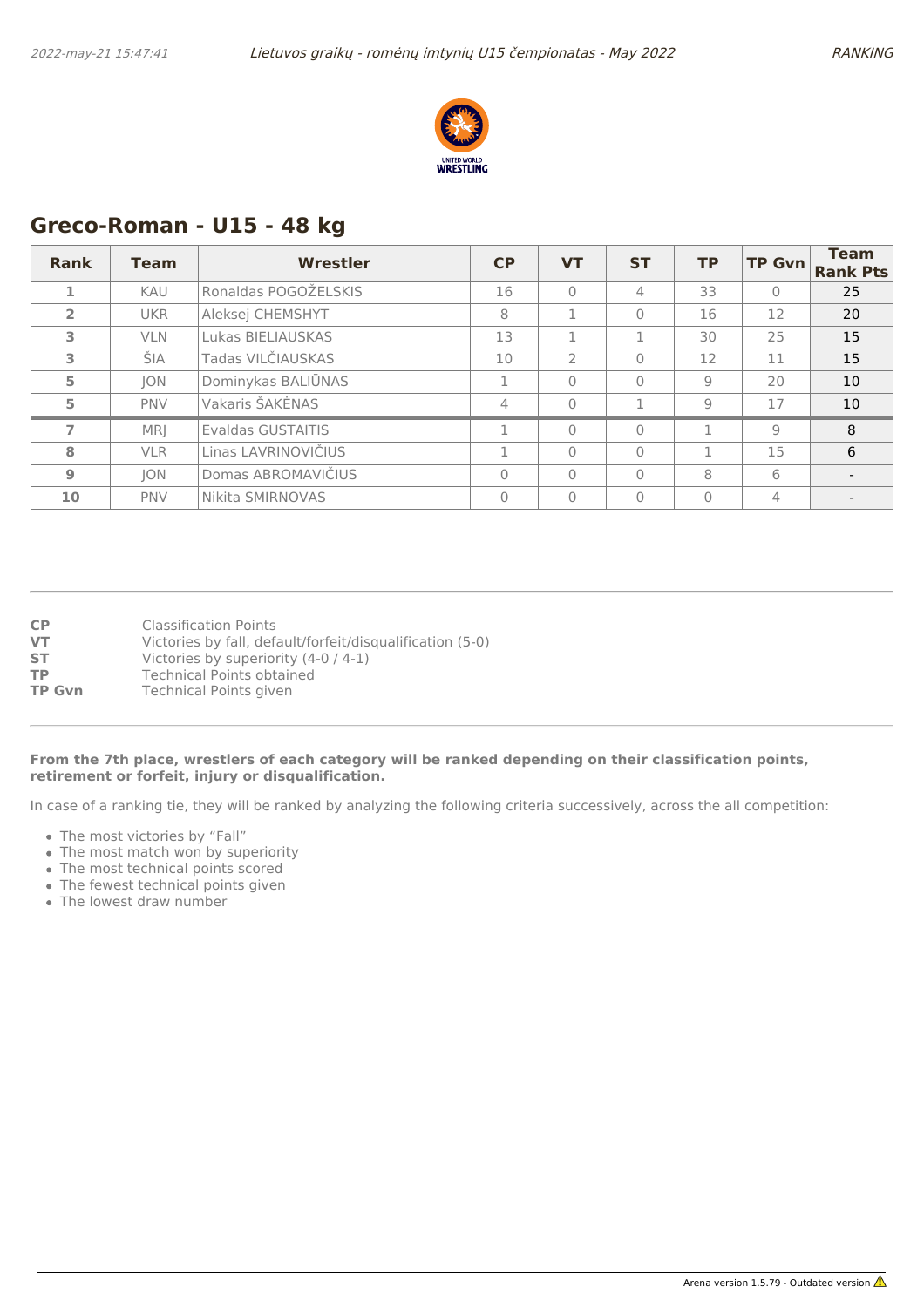## Greco-Roman - U15 - 48 kg

| Rank | Team | Wrestler | CP | VT | ST | TP | TP Gvn | Team Rank Pts |
|---|---|---|---|---|---|---|---|---|
| 1 | KAU | Ronaldas POGOŽELSKIS | 16 | 0 | 4 | 33 | 0 | 25 |
| 2 | UKR | Aleksej CHEMSHYT | 8 | 1 | 0 | 16 | 12 | 20 |
| 3 | VLN | Lukas BIELIAUSKAS | 13 | 1 | 1 | 30 | 25 | 15 |
| 3 | ŠIA | Tadas VILČIAUSKAS | 10 | 2 | 0 | 12 | 11 | 15 |
| 5 | JON | Dominykas BALIŪNAS | 1 | 0 | 0 | 9 | 20 | 10 |
| 5 | PNV | Vakaris ŠAKĖNAS | 4 | 0 | 1 | 9 | 17 | 10 |
| 7 | MRJ | Evaldas GUSTAITIS | 1 | 0 | 0 | 1 | 9 | 8 |
| 8 | VLR | Linas LAVRINOVIČIUS | 1 | 0 | 0 | 1 | 15 | 6 |
| 9 | JON | Domas ABROMAVIČIUS | 0 | 0 | 0 | 8 | 6 | - |
| 10 | PNV | Nikita SMIRNOVAS | 0 | 0 | 0 | 0 | 4 | - |

**CP** Classification Points
**VT** Victories by fall, default/forfeit/disqualification (5-0)
**ST** Victories by superiority (4-0 / 4-1)
**TP** Technical Points obtained
**TP Gvn** Technical Points given

**From the 7th place, wrestlers of each category will be ranked depending on their classification points, retirement or forfeit, injury or disqualification.**

In case of a ranking tie, they will be ranked by analyzing the following criteria successively, across the all competition:

- The most victories by “Fall”
- The most match won by superiority
- The most technical points scored
- The fewest technical points given
- The lowest draw number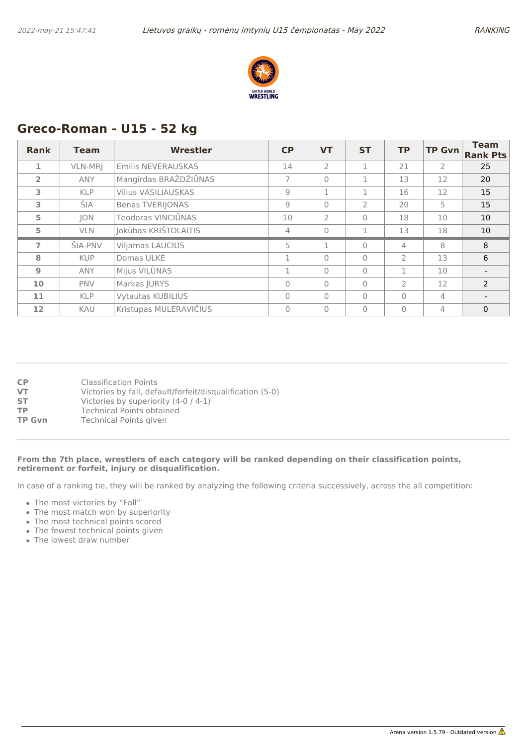## Greco-Roman - U15 - 52 kg

| Rank | Team | Wrestler | CP | VT | ST | TP | TP Gvn | Team Rank Pts |
|---|---|---|---|---|---|---|---|---|
| 1 | VLN-MRJ | Emilis NEVERAUSKAS | 14 | 2 | 1 | 21 | 2 | 25 |
| 2 | ANY | Mangirdas BRAŽDŽIŪNAS | 7 | 0 | 1 | 13 | 12 | 20 |
| 3 | KLP | Vilius VASILIAUSKAS | 9 | 1 | 1 | 16 | 12 | 15 |
| 3 | ŠIA | Benas TVERIJONAS | 9 | 0 | 2 | 20 | 5 | 15 |
| 5 | JON | Teodoras VINCIŪNAS | 10 | 2 | 0 | 18 | 10 | 10 |
| 5 | VLN | Jokūbas KRIŠTOLAITIS | 4 | 0 | 1 | 13 | 18 | 10 |
| 7 | ŠIA-PNV | Viljamas LAUCIUS | 5 | 1 | 0 | 4 | 8 | 8 |
| 8 | KUP | Domas ULKĖ | 1 | 0 | 0 | 2 | 13 | 6 |
| 9 | ANY | Mijus VILŪNAS | 1 | 0 | 0 | 1 | 10 | - |
| 10 | PNV | Markas JURYS | 0 | 0 | 0 | 2 | 12 | 2 |
| 11 | KLP | Vytautas KUBILIUS | 0 | 0 | 0 | 0 | 4 | - |
| 12 | KAU | Kristupas MULERAVIČIUS | 0 | 0 | 0 | 0 | 4 | 0 |

| | |
|---|---|
| **CP** | Classification Points |
| **VT** | Victories by fall, default/forfeit/disqualification (5-0) |
| **ST** | Victories by superiority (4-0 / 4-1) |
| **TP** | Technical Points obtained |
| **TP Gvn** | Technical Points given |

**From the 7th place, wrestlers of each category will be ranked depending on their classification points, retirement or forfeit, injury or disqualification.**

In case of a ranking tie, they will be ranked by analyzing the following criteria successively, across the all competition:

- The most victories by "Fall"
- The most match won by superiority
- The most technical points scored
- The fewest technical points given
- The lowest draw number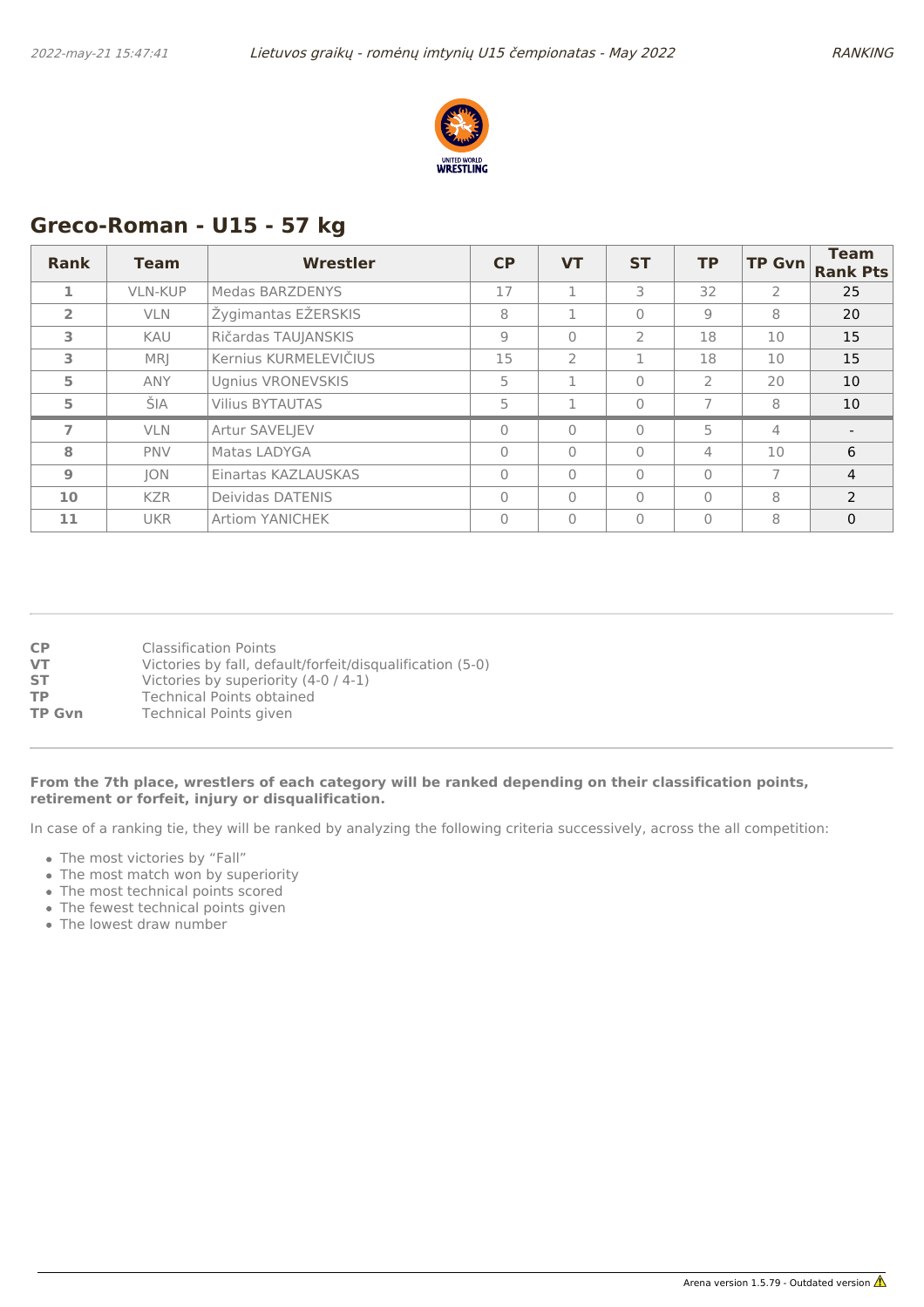## Greco-Roman - U15 - 57 kg

| Rank | Team | Wrestler | CP | VT | ST | TP | TP Gvn | Team Rank Pts |
|---|---|---|---|---|---|---|---|---|
| 1 | VLN-KUP | Medas BARZDENYS | 17 | 1 | 3 | 32 | 2 | 25 |
| 2 | VLN | Žygimantas EŽERSKIS | 8 | 1 | 0 | 9 | 8 | 20 |
| 3 | KAU | Ričardas TAUJANSKIS | 9 | 0 | 2 | 18 | 10 | 15 |
| 3 | MRJ | Kernius KURMELEVIČIUS | 15 | 2 | 1 | 18 | 10 | 15 |
| 5 | ANY | Ugnius VRONEVSKIS | 5 | 1 | 0 | 2 | 20 | 10 |
| 5 | ŠIA | Vilius BYTAUTAS | 5 | 1 | 0 | 7 | 8 | 10 |
| 7 | VLN | Artur SAVELJEV | 0 | 0 | 0 | 5 | 4 | - |
| 8 | PNV | Matas LADYGA | 0 | 0 | 0 | 4 | 10 | 6 |
| 9 | JON | Einartas KAZLAUSKAS | 0 | 0 | 0 | 0 | 7 | 4 |
| 10 | KZR | Deividas DATENIS | 0 | 0 | 0 | 0 | 8 | 2 |
| 11 | UKR | Artiom YANICHEK | 0 | 0 | 0 | 0 | 8 | 0 |

**CP** Classification Points
**VT** Victories by fall, default/forfeit/disqualification (5-0)
**ST** Victories by superiority (4-0 / 4-1)
**TP** Technical Points obtained
**TP Gvn** Technical Points given

**From the 7th place, wrestlers of each category will be ranked depending on their classification points, retirement or forfeit, injury or disqualification.**

In case of a ranking tie, they will be ranked by analyzing the following criteria successively, across the all competition:

- The most victories by “Fall”
- The most match won by superiority
- The most technical points scored
- The fewest technical points given
- The lowest draw number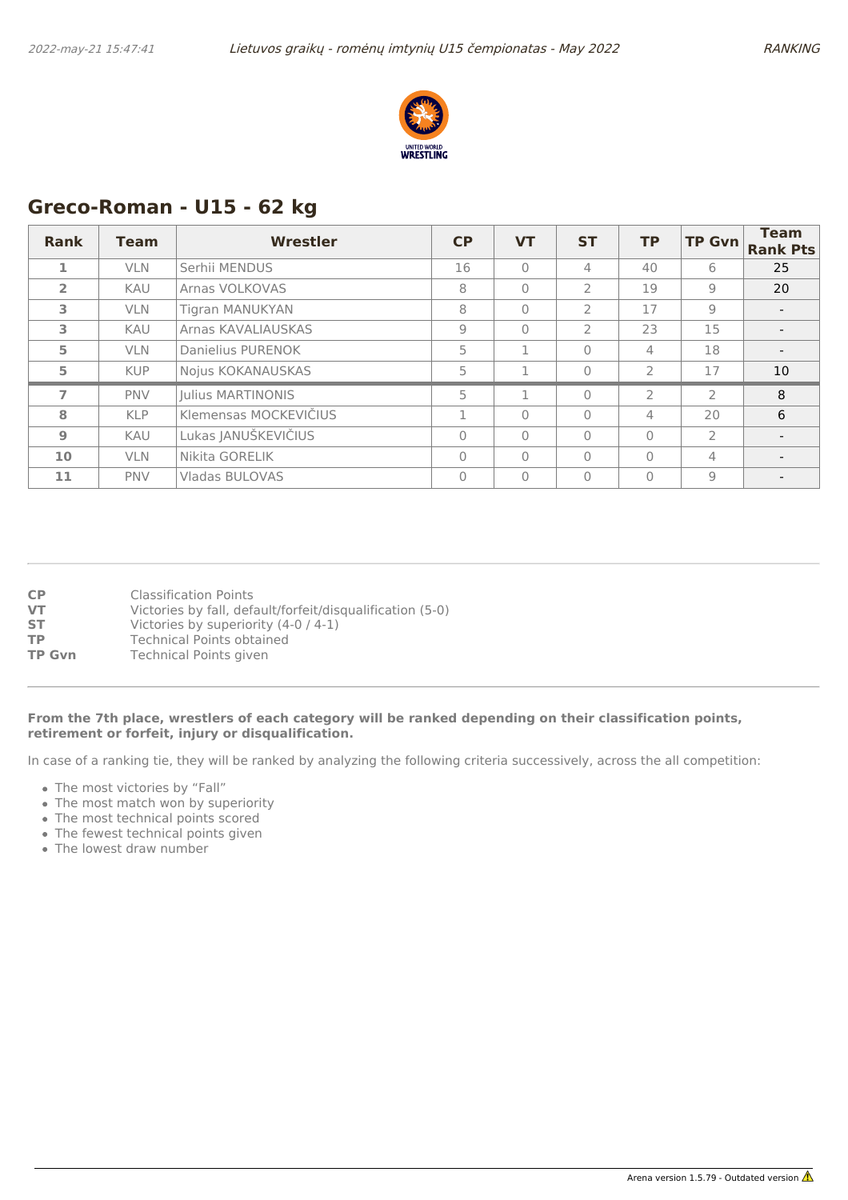## Greco-Roman - U15 - 62 kg

| Rank | Team | Wrestler | CP | VT | ST | TP | TP Gvn | Team Rank Pts |
|---|---|---|---|---|---|---|---|---|
| 1 | VLN | Serhii MENDUS | 16 | 0 | 4 | 40 | 6 | 25 |
| 2 | KAU | Arnas VOLKOVAS | 8 | 0 | 2 | 19 | 9 | 20 |
| 3 | VLN | Tigran MANUKYAN | 8 | 0 | 2 | 17 | 9 | - |
| 3 | KAU | Arnas KAVALIAUSKAS | 9 | 0 | 2 | 23 | 15 | - |
| 5 | VLN | Danielius PURENOK | 5 | 1 | 0 | 4 | 18 | - |
| 5 | KUP | Nojus KOKANAUSKAS | 5 | 1 | 0 | 2 | 17 | 10 |
| 7 | PNV | Julius MARTINONIS | 5 | 1 | 0 | 2 | 2 | 8 |
| 8 | KLP | Klemensas MOCKEVIČIUS | 1 | 0 | 0 | 4 | 20 | 6 |
| 9 | KAU | Lukas JANUŠKEVIČIUS | 0 | 0 | 0 | 0 | 2 | - |
| 10 | VLN | Nikita GORELIK | 0 | 0 | 0 | 0 | 4 | - |
| 11 | PNV | Vladas BULOVAS | 0 | 0 | 0 | 0 | 9 | - |

**CP** Classification Points
**VT** Victories by fall, default/forfeit/disqualification (5-0)
**ST** Victories by superiority (4-0 / 4-1)
**TP** Technical Points obtained
**TP Gvn** Technical Points given

**From the 7th place, wrestlers of each category will be ranked depending on their classification points, retirement or forfeit, injury or disqualification.**

In case of a ranking tie, they will be ranked by analyzing the following criteria successively, across the all competition:

- The most victories by “Fall”
- The most match won by superiority
- The most technical points scored
- The fewest technical points given
- The lowest draw number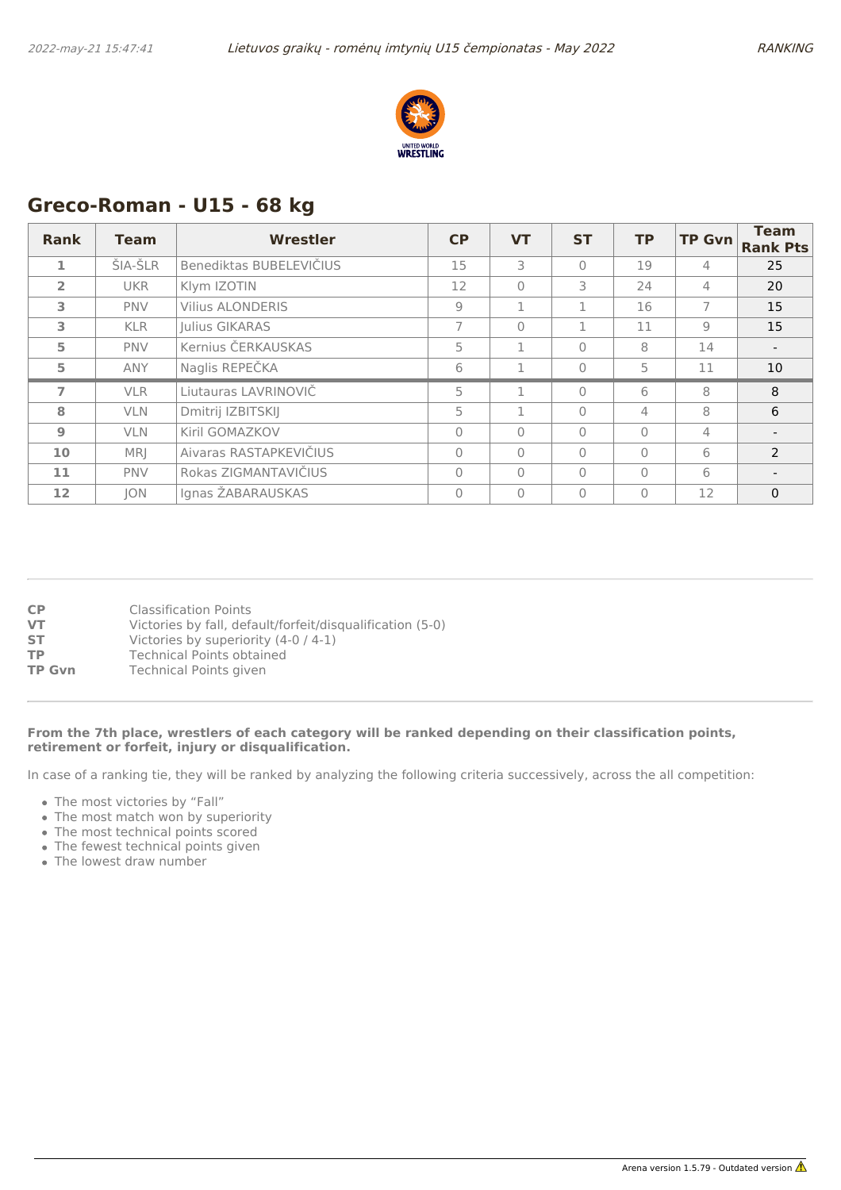## Greco-Roman - U15 - 68 kg

| Rank | Team | Wrestler | CP | VT | ST | TP | TP Gvn | Team Rank Pts |
|---|---|---|---|---|---|---|---|---|
| 1 | ŠIA-ŠLR | Benediktas BUBELEVIČIUS | 15 | 3 | 0 | 19 | 4 | 25 |
| 2 | UKR | Klym IZOTIN | 12 | 0 | 3 | 24 | 4 | 20 |
| 3 | PNV | Vilius ALONDERIS | 9 | 1 | 1 | 16 | 7 | 15 |
| 3 | KLR | Julius GIKARAS | 7 | 0 | 1 | 11 | 9 | 15 |
| 5 | PNV | Kernius ČERKAUSKAS | 5 | 1 | 0 | 8 | 14 | - |
| 5 | ANY | Naglis REPEČKA | 6 | 1 | 0 | 5 | 11 | 10 |
| 7 | VLR | Liutauras LAVRINOVIČ | 5 | 1 | 0 | 6 | 8 | 8 |
| 8 | VLN | Dmitrij IZBITSKIJ | 5 | 1 | 0 | 4 | 8 | 6 |
| 9 | VLN | Kiril GOMAZKOV | 0 | 0 | 0 | 0 | 4 | - |
| 10 | MRJ | Aivaras RASTAPKEVIČIUS | 0 | 0 | 0 | 0 | 6 | 2 |
| 11 | PNV | Rokas ZIGMANTAVIČIUS | 0 | 0 | 0 | 0 | 6 | - |
| 12 | JON | Ignas ŽABARAUSKAS | 0 | 0 | 0 | 0 | 12 | 0 |

**CP** Classification Points
**VT** Victories by fall, default/forfeit/disqualification (5-0)
**ST** Victories by superiority (4-0 / 4-1)
**TP** Technical Points obtained
**TP Gvn** Technical Points given

**From the 7th place, wrestlers of each category will be ranked depending on their classification points, retirement or forfeit, injury or disqualification.**

In case of a ranking tie, they will be ranked by analyzing the following criteria successively, across the all competition:

- The most victories by “Fall”
- The most match won by superiority
- The most technical points scored
- The fewest technical points given
- The lowest draw number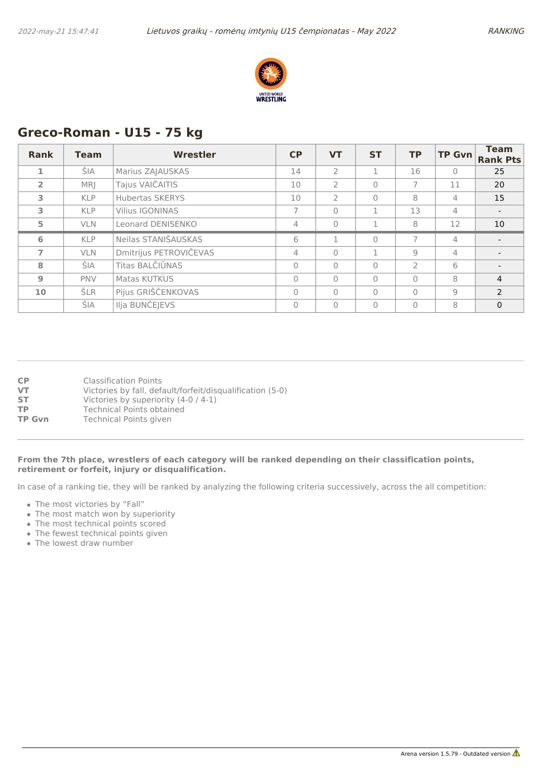## Greco-Roman - U15 - 75 kg

| Rank | Team | Wrestler | CP | VT | ST | TP | TP Gvn | Team Rank Pts |
|---|---|---|---|---|---|---|---|---|
| 1 | ŠIA | Marius ZAJAUSKAS | 14 | 2 | 1 | 16 | 0 | 25 |
| 2 | MRJ | Tajus VAIČAITIS | 10 | 2 | 0 | 7 | 11 | 20 |
| 3 | KLP | Hubertas SKERYS | 10 | 2 | 0 | 8 | 4 | 15 |
| 3 | KLP | Vilius IGONINAS | 7 | 0 | 1 | 13 | 4 | - |
| 5 | VLN | Leonard DENISENKO | 4 | 0 | 1 | 8 | 12 | 10 |
| 6 | KLP | Neilas STANIŠAUSKAS | 6 | 1 | 0 | 7 | 4 | - |
| 7 | VLN | Dmitrijus PETROVIČEVAS | 4 | 0 | 1 | 9 | 4 | - |
| 8 | ŠIA | Titas BALČIŪNAS | 0 | 0 | 0 | 2 | 6 | - |
| 9 | PNV | Matas KUTKUS | 0 | 0 | 0 | 0 | 8 | 4 |
| 10 | ŠLR | Pijus GRIŠČENKOVAS | 0 | 0 | 0 | 0 | 9 | 2 |
| | ŠIA | Ilja BUNČEJEVS | 0 | 0 | 0 | 0 | 8 | 0 |

**CP** Classification Points
**VT** Victories by fall, default/forfeit/disqualification (5-0)
**ST** Victories by superiority (4-0 / 4-1)
**TP** Technical Points obtained
**TP Gvn** Technical Points given

**From the 7th place, wrestlers of each category will be ranked depending on their classification points, retirement or forfeit, injury or disqualification.**

In case of a ranking tie, they will be ranked by analyzing the following criteria successively, across the all competition:

- The most victories by "Fall"
- The most match won by superiority
- The most technical points scored
- The fewest technical points given
- The lowest draw number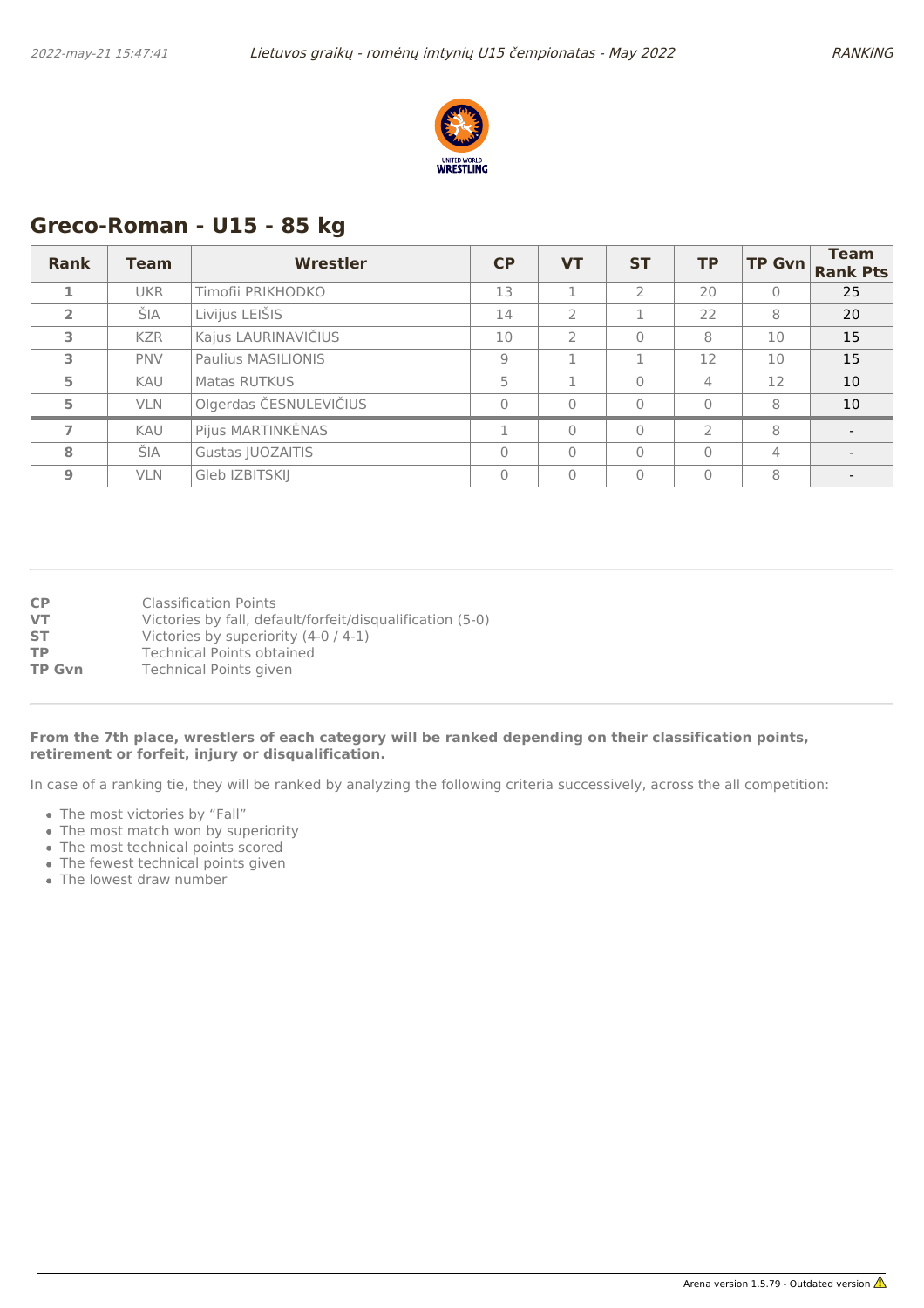## Greco-Roman - U15 - 85 kg

| Rank | Team | Wrestler | CP | VT | ST | TP | TP Gvn | Team Rank Pts |
|---|---|---|---|---|---|---|---|---|
| 1 | UKR | Timofii PRIKHODKO | 13 | 1 | 2 | 20 | 0 | 25 |
| 2 | ŠIA | Livijus LEIŠIS | 14 | 2 | 1 | 22 | 8 | 20 |
| 3 | KZR | Kajus LAURINAVIČIUS | 10 | 2 | 0 | 8 | 10 | 15 |
| 3 | PNV | Paulius MASILIONIS | 9 | 1 | 1 | 12 | 10 | 15 |
| 5 | KAU | Matas RUTKUS | 5 | 1 | 0 | 4 | 12 | 10 |
| 5 | VLN | Olgerdas ČESNULEVIČIUS | 0 | 0 | 0 | 0 | 8 | 10 |
| 7 | KAU | Pijus MARTINKĖNAS | 1 | 0 | 0 | 2 | 8 | - |
| 8 | ŠIA | Gustas JUOZAITIS | 0 | 0 | 0 | 0 | 4 | - |
| 9 | VLN | Gleb IZBITSKIJ | 0 | 0 | 0 | 0 | 8 | - |

**CP** Classification Points
**VT** Victories by fall, default/forfeit/disqualification (5-0)
**ST** Victories by superiority (4-0 / 4-1)
**TP** Technical Points obtained
**TP Gvn** Technical Points given

**From the 7th place, wrestlers of each category will be ranked depending on their classification points, retirement or forfeit, injury or disqualification.**

In case of a ranking tie, they will be ranked by analyzing the following criteria successively, across the all competition:

- The most victories by "Fall"
- The most match won by superiority
- The most technical points scored
- The fewest technical points given
- The lowest draw number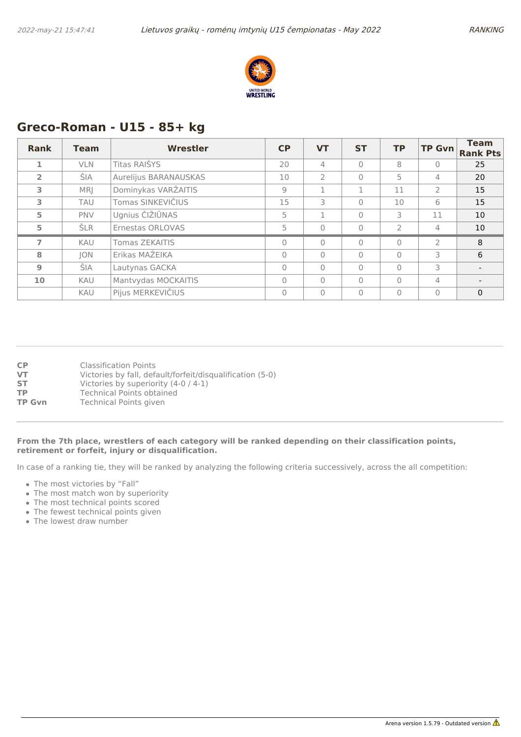## Greco-Roman - U15 - 85+ kg

| Rank | Team | Wrestler | CP | VT | ST | TP | TP Gvn | Team Rank Pts |
|---|---|---|---|---|---|---|---|---|
| 1 | VLN | Titas RAIŠYS | 20 | 4 | 0 | 8 | 0 | 25 |
| 2 | ŠIA | Aurelijus BARANAUSKAS | 10 | 2 | 0 | 5 | 4 | 20 |
| 3 | MRJ | Dominykas VARŽAITIS | 9 | 1 | 1 | 11 | 2 | 15 |
| 3 | TAU | Tomas SINKEVIČIUS | 15 | 3 | 0 | 10 | 6 | 15 |
| 5 | PNV | Ugnius ČIŽIŪNAS | 5 | 1 | 0 | 3 | 11 | 10 |
| 5 | ŠLR | Ernestas ORLOVAS | 5 | 0 | 0 | 2 | 4 | 10 |
| 7 | KAU | Tomas ZEKAITIS | 0 | 0 | 0 | 0 | 2 | 8 |
| 8 | JON | Erikas MAŽEIKA | 0 | 0 | 0 | 0 | 3 | 6 |
| 9 | ŠIA | Lautynas GACKA | 0 | 0 | 0 | 0 | 3 | - |
| 10 | KAU | Mantvydas MOCKAITIS | 0 | 0 | 0 | 0 | 4 | - |
| | KAU | Pijus MERKEVIČIUS | 0 | 0 | 0 | 0 | 0 | 0 |

**CP** Classification Points
**VT** Victories by fall, default/forfeit/disqualification (5-0)
**ST** Victories by superiority (4-0 / 4-1)
**TP** Technical Points obtained
**TP Gvn** Technical Points given

**From the 7th place, wrestlers of each category will be ranked depending on their classification points, retirement or forfeit, injury or disqualification.**

In case of a ranking tie, they will be ranked by analyzing the following criteria successively, across the all competition:

- The most victories by "Fall"
- The most match won by superiority
- The most technical points scored
- The fewest technical points given
- The lowest draw number